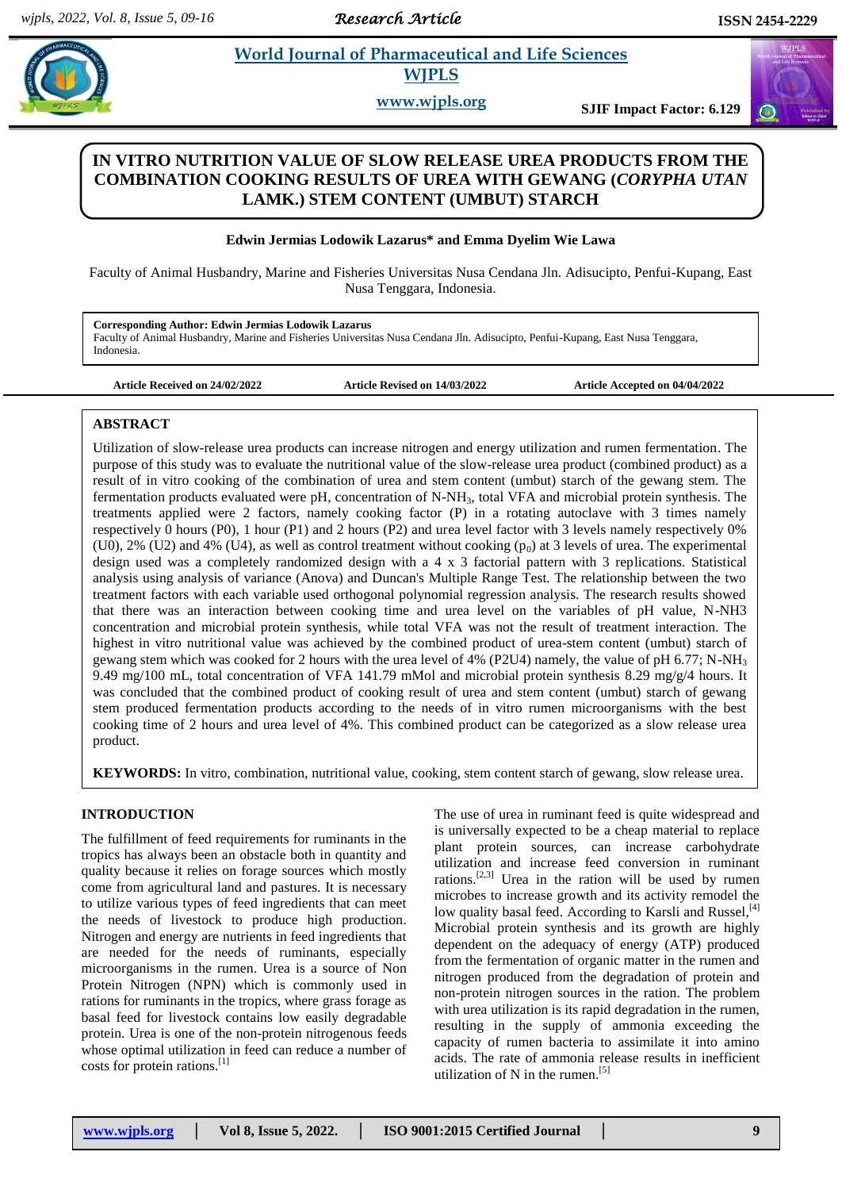# IN VITRO NUTRITION VALUE OF SLOW RELEASE UREA PRODUCTS FROM THE COMBINATION COOKING RESULTS OF UREA WITH GEWANG (*CORYPHA UTAN* LAMK.) STEM CONTENT (UMBUT) STARCH

**Edwin Jermias Lodowik Lazarus\* and Emma Dyelim Wie Lawa**

Faculty of Animal Husbandry, Marine and Fisheries Universitas Nusa Cendana Jln. Adisucipto, Penfui-Kupang, East Nusa Tenggara, Indonesia.

**Corresponding Author: Edwin Jermias Lodowik Lazarus**
Faculty of Animal Husbandry, Marine and Fisheries Universitas Nusa Cendana Jln. Adisucipto, Penfui-Kupang, East Nusa Tenggara, Indonesia.

**Article Received on 24/02/2022** | **Article Revised on 14/03/2022** | **Article Accepted on 04/04/2022**

## ABSTRACT

Utilization of slow-release urea products can increase nitrogen and energy utilization and rumen fermentation. The purpose of this study was to evaluate the nutritional value of the slow-release urea product (combined product) as a result of in vitro cooking of the combination of urea and stem content (umbut) starch of the gewang stem. The fermentation products evaluated were pH, concentration of N-$NH_3$, total VFA and microbial protein synthesis. The treatments applied were 2 factors, namely cooking factor (P) in a rotating autoclave with 3 times namely respectively 0 hours (P0), 1 hour (P1) and 2 hours (P2) and urea level factor with 3 levels namely respectively 0% (U0), 2% (U2) and 4% (U4), as well as control treatment without cooking ($p_0$) at 3 levels of urea. The experimental design used was a completely randomized design with a 4 x 3 factorial pattern with 3 replications. Statistical analysis using analysis of variance (Anova) and Duncan's Multiple Range Test. The relationship between the two treatment factors with each variable used orthogonal polynomial regression analysis. The research results showed that there was an interaction between cooking time and urea level on the variables of pH value, N-NH3 concentration and microbial protein synthesis, while total VFA was not the result of treatment interaction. The highest in vitro nutritional value was achieved by the combined product of urea-stem content (umbut) starch of gewang stem which was cooked for 2 hours with the urea level of 4% (P2U4) namely, the value of pH 6.77; N-$NH_3$ 9.49 mg/100 mL, total concentration of VFA 141.79 mMol and microbial protein synthesis 8.29 mg/g/4 hours. It was concluded that the combined product of cooking result of urea and stem content (umbut) starch of gewang stem produced fermentation products according to the needs of in vitro rumen microorganisms with the best cooking time of 2 hours and urea level of 4%. This combined product can be categorized as a slow release urea product.

**KEYWORDS:** In vitro, combination, nutritional value, cooking, stem content starch of gewang, slow release urea.

## INTRODUCTION

The fulfillment of feed requirements for ruminants in the tropics has always been an obstacle both in quantity and quality because it relies on forage sources which mostly come from agricultural land and pastures. It is necessary to utilize various types of feed ingredients that can meet the needs of livestock to produce high production. Nitrogen and energy are nutrients in feed ingredients that are needed for the needs of ruminants, especially microorganisms in the rumen. Urea is a source of Non Protein Nitrogen (NPN) which is commonly used in rations for ruminants in the tropics, where grass forage as basal feed for livestock contains low easily degradable protein. Urea is one of the non-protein nitrogenous feeds whose optimal utilization in feed can reduce a number of costs for protein rations.[1]

The use of urea in ruminant feed is quite widespread and is universally expected to be a cheap material to replace plant protein sources, can increase carbohydrate utilization and increase feed conversion in ruminant rations.[2,3] Urea in the ration will be used by rumen microbes to increase growth and its activity remodel the low quality basal feed. According to Karsli and Russel,[4] Microbial protein synthesis and its growth are highly dependent on the adequacy of energy (ATP) produced from the fermentation of organic matter in the rumen and nitrogen produced from the degradation of protein and non-protein nitrogen sources in the ration. The problem with urea utilization is its rapid degradation in the rumen, resulting in the supply of ammonia exceeding the capacity of rumen bacteria to assimilate it into amino acids. The rate of ammonia release results in inefficient utilization of N in the rumen.[5]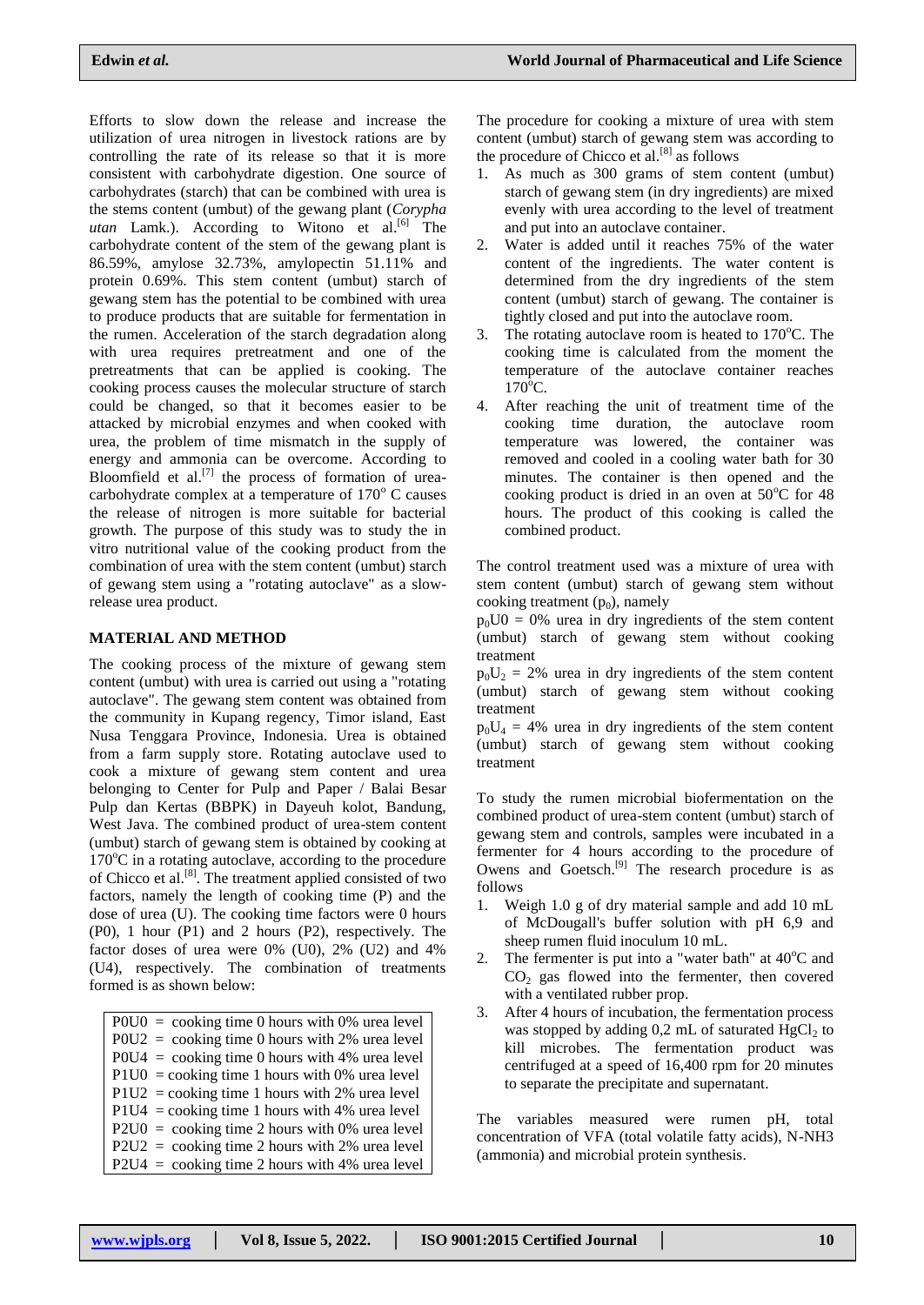Efforts to slow down the release and increase the utilization of urea nitrogen in livestock rations are by controlling the rate of its release so that it is more consistent with carbohydrate digestion. One source of carbohydrates (starch) that can be combined with urea is the stems content (umbut) of the gewang plant (*Corypha utan* Lamk.). According to Witono et al.[6] The carbohydrate content of the stem of the gewang plant is 86.59%, amylose 32.73%, amylopectin 51.11% and protein 0.69%. This stem content (umbut) starch of gewang stem has the potential to be combined with urea to produce products that are suitable for fermentation in the rumen. Acceleration of the starch degradation along with urea requires pretreatment and one of the pretreatments that can be applied is cooking. The cooking process causes the molecular structure of starch could be changed, so that it becomes easier to be attacked by microbial enzymes and when cooked with urea, the problem of time mismatch in the supply of energy and ammonia can be overcome. According to Bloomfield et al.[7] the process of formation of urea-carbohydrate complex at a temperature of 170$^{o}$ C causes the release of nitrogen is more suitable for bacterial growth. The purpose of this study was to study the in vitro nutritional value of the cooking product from the combination of urea with the stem content (umbut) starch of gewang stem using a "rotating autoclave" as a slow-release urea product.

## MATERIAL AND METHOD

The cooking process of the mixture of gewang stem content (umbut) with urea is carried out using a "rotating autoclave". The gewang stem content was obtained from the community in Kupang regency, Timor island, East Nusa Tenggara Province, Indonesia. Urea is obtained from a farm supply store. Rotating autoclave used to cook a mixture of gewang stem content and urea belonging to Center for Pulp and Paper / Balai Besar Pulp dan Kertas (BBPK) in Dayeuh kolot, Bandung, West Java. The combined product of urea-stem content (umbut) starch of gewang stem is obtained by cooking at 170$^{o}$C in a rotating autoclave, according to the procedure of Chicco et al.[8]. The treatment applied consisted of two factors, namely the length of cooking time (P) and the dose of urea (U). The cooking time factors were 0 hours (P0), 1 hour (P1) and 2 hours (P2), respectively. The factor doses of urea were 0% (U0), 2% (U2) and 4% (U4), respectively. The combination of treatments formed is as shown below:

| |
|---|
| P0U0 = cooking time 0 hours with 0% urea level |
| P0U2 = cooking time 0 hours with 2% urea level |
| P0U4 = cooking time 0 hours with 4% urea level |
| P1U0 = cooking time 1 hours with 0% urea level |
| P1U2 = cooking time 1 hours with 2% urea level |
| P1U4 = cooking time 1 hours with 4% urea level |
| P2U0 = cooking time 2 hours with 0% urea level |
| P2U2 = cooking time 2 hours with 2% urea level |
| P2U4 = cooking time 2 hours with 4% urea level |

The procedure for cooking a mixture of urea with stem content (umbut) starch of gewang stem was according to the procedure of Chicco et al.[8] as follows

1. As much as 300 grams of stem content (umbut) starch of gewang stem (in dry ingredients) are mixed evenly with urea according to the level of treatment and put into an autoclave container.
2. Water is added until it reaches 75% of the water content of the ingredients. The water content is determined from the dry ingredients of the stem content (umbut) starch of gewang. The container is tightly closed and put into the autoclave room.
3. The rotating autoclave room is heated to 170$^{o}$C. The cooking time is calculated from the moment the temperature of the autoclave container reaches 170$^{o}$C.
4. After reaching the unit of treatment time of the cooking time duration, the autoclave room temperature was lowered, the container was removed and cooled in a cooling water bath for 30 minutes. The container is then opened and the cooking product is dried in an oven at 50$^{o}$C for 48 hours. The product of this cooking is called the combined product.

The control treatment used was a mixture of urea with stem content (umbut) starch of gewang stem without cooking treatment ($p_0$), namely

$p_0U0$ = 0% urea in dry ingredients of the stem content (umbut) starch of gewang stem without cooking treatment

$p_0U_2$ = 2% urea in dry ingredients of the stem content (umbut) starch of gewang stem without cooking treatment

$p_0U_4$ = 4% urea in dry ingredients of the stem content (umbut) starch of gewang stem without cooking treatment

To study the rumen microbial biofermentation on the combined product of urea-stem content (umbut) starch of gewang stem and controls, samples were incubated in a fermenter for 4 hours according to the procedure of Owens and Goetsch.[9] The research procedure is as follows

1. Weigh 1.0 g of dry material sample and add 10 mL of McDougall's buffer solution with pH 6,9 and sheep rumen fluid inoculum 10 mL.
2. The fermenter is put into a "water bath" at 40$^{o}$C and $CO_2$ gas flowed into the fermenter, then covered with a ventilated rubber prop.
3. After 4 hours of incubation, the fermentation process was stopped by adding 0,2 mL of saturated $HgCl_2$ to kill microbes. The fermentation product was centrifuged at a speed of 16,400 rpm for 20 minutes to separate the precipitate and supernatant.

The variables measured were rumen pH, total concentration of VFA (total volatile fatty acids), N-NH3 (ammonia) and microbial protein synthesis.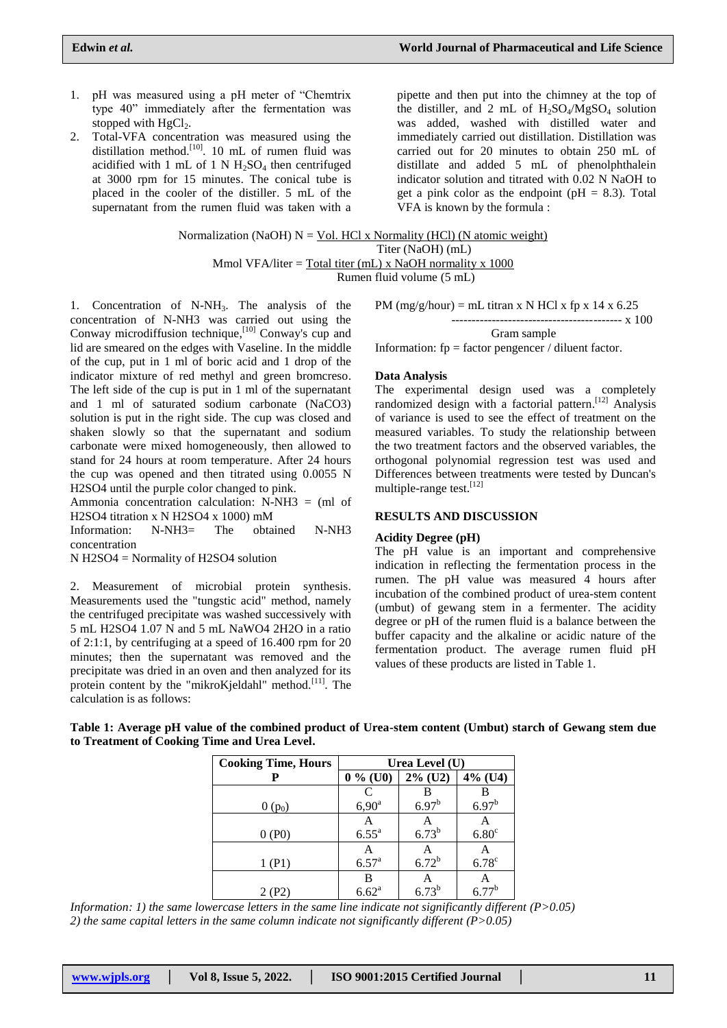1. pH was measured using a pH meter of "Chemtrix type 40" immediately after the fermentation was stopped with $HgCl_2$.
2. Total-VFA concentration was measured using the distillation method.[10]. 10 mL of rumen fluid was acidified with 1 mL of 1 N $H_2SO_4$ then centrifuged at 3000 rpm for 15 minutes. The conical tube is placed in the cooler of the distiller. 5 mL of the supernatant from the rumen fluid was taken with a pipette and then put into the chimney at the top of the distiller, and 2 mL of $H_2SO_4/MgSO_4$ solution was added, washed with distilled water and immediately carried out distillation. Distillation was carried out for 20 minutes to obtain 250 mL of distillate and added 5 mL of phenolphthalein indicator solution and titrated with 0.02 N NaOH to get a pink color as the endpoint (pH = 8.3). Total VFA is known by the formula :

$$\text{Normalization (NaOH) N} = \frac{\text{Vol. HCl x Normality (HCl) (N atomic weight)}}{\text{Titer (NaOH) (mL)}}$$

$$\text{Mmol VFA/liter} = \frac{\text{Total titer (mL) x NaOH normality x 1000}}{\text{Rumen fluid volume (5 mL)}}$$

1. Concentration of $N\text{-}NH_3$. The analysis of the concentration of N-NH3 was carried out using the Conway microdiffusion technique,[10] Conway's cup and lid are smeared on the edges with Vaseline. In the middle of the cup, put in 1 ml of boric acid and 1 drop of the indicator mixture of red methyl and green bromcreso. The left side of the cup is put in 1 ml of the supernatant and 1 ml of saturated sodium carbonate (NaCO3) solution is put in the right side. The cup was closed and shaken slowly so that the supernatant and sodium carbonate were mixed homogeneously, then allowed to stand for 24 hours at room temperature. After 24 hours the cup was opened and then titrated using 0.0055 N H2SO4 until the purple color changed to pink.

Ammonia concentration calculation: N-NH3 = (ml of H2SO4 titration x N H2SO4 x 1000) mM

Information: N-NH3= The obtained N-NH3 concentration

N H2SO4 = Normality of H2SO4 solution

2. Measurement of microbial protein synthesis. Measurements used the "tungstic acid" method, namely the centrifuged precipitate was washed successively with 5 mL H2SO4 1.07 N and 5 mL NaWO4 2H2O in a ratio of 2:1:1, by centrifuging at a speed of 16.400 rpm for 20 minutes; then the supernatant was removed and the precipitate was dried in an oven and then analyzed for its protein content by the "mikroKjeldahl" method.[11]. The calculation is as follows:

$$\text{PM (mg/g/hour)} = \frac{\text{mL titran x N HCl x fp x 14 x 6.25}}{\text{Gram sample}} \text{ x 100}$$

Information: fp = factor pengencer / diluent factor.

**Data Analysis**

The experimental design used was a completely randomized design with a factorial pattern.[12] Analysis of variance is used to see the effect of treatment on the measured variables. To study the relationship between the two treatment factors and the observed variables, the orthogonal polynomial regression test was used and Differences between treatments were tested by Duncan's multiple-range test.[12]

## RESULTS AND DISCUSSION

**Acidity Degree (pH)**

The pH value is an important and comprehensive indication in reflecting the fermentation process in the rumen. The pH value was measured 4 hours after incubation of the combined product of urea-stem content (umbut) of gewang stem in a fermenter. The acidity degree or pH of the rumen fluid is a balance between the buffer capacity and the alkaline or acidic nature of the fermentation product. The average rumen fluid pH values of these products are listed in Table 1.

**Table 1: Average pH value of the combined product of Urea-stem content (Umbut) starch of Gewang stem due to Treatment of Cooking Time and Urea Level.**

| Cooking Time, Hours | Urea Level (U) | | |
|---|---|---|---|
| P | 0 % (U0) | 2% (U2) | 4% (U4) |
| 0 ($p_0$) | C 6,90$^a$ | B 6.97$^b$ | B 6.97$^b$ |
| 0 (P0) | A 6.55$^a$ | A 6.73$^b$ | A 6.80$^c$ |
| 1 (P1) | A 6.57$^a$ | A 6.72$^b$ | A 6.78$^c$ |
| 2 (P2) | B 6.62$^a$ | A 6.73$^b$ | A 6.77$^b$ |

*Information: 1) the same lowercase letters in the same line indicate not significantly different (P>0.05)*
*2) the same capital letters in the same column indicate not significantly different (P>0.05)*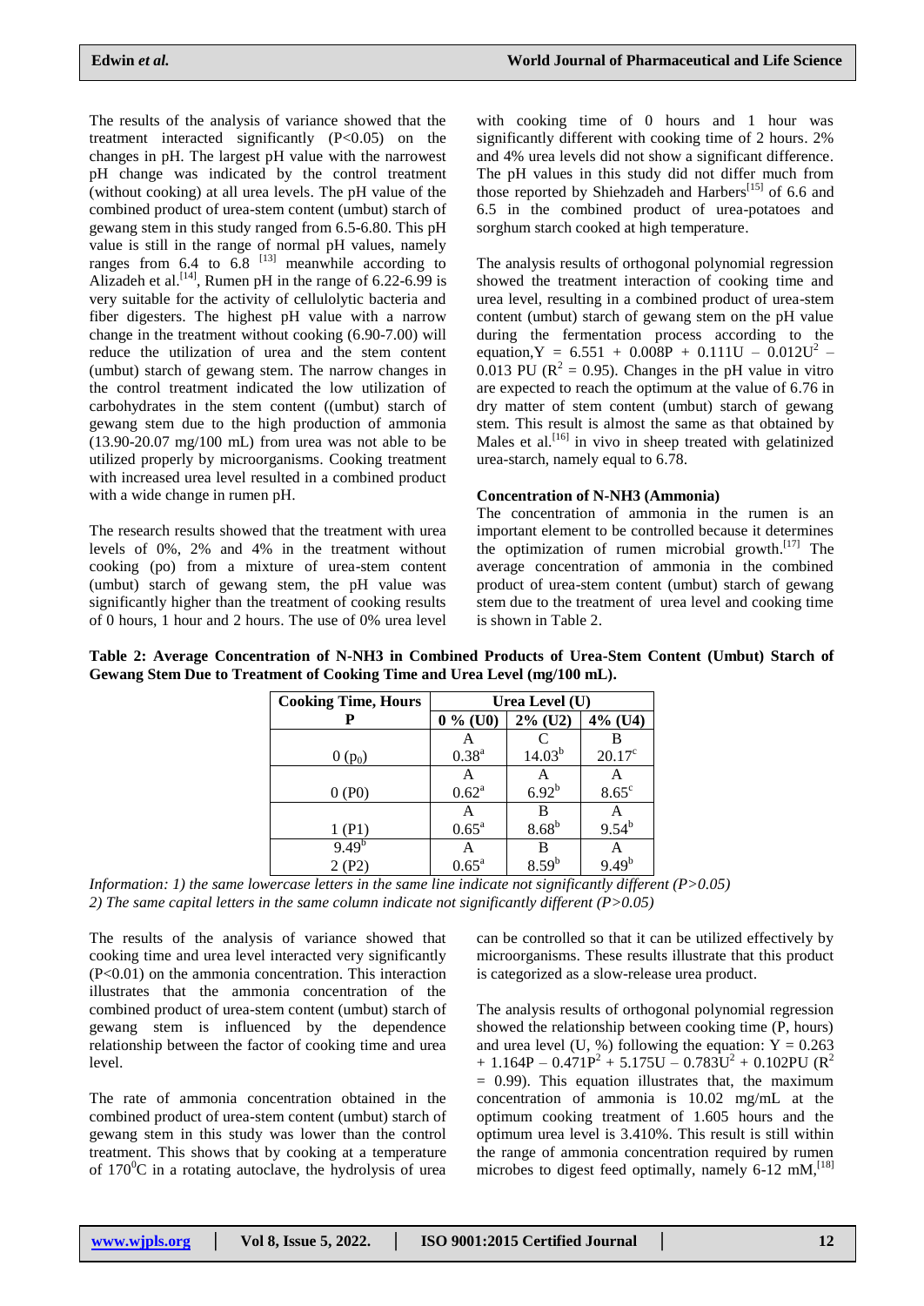The results of the analysis of variance showed that the treatment interacted significantly ($P<0.05$) on the changes in pH. The largest pH value with the narrowest pH change was indicated by the control treatment (without cooking) at all urea levels. The pH value of the combined product of urea-stem content (umbut) starch of gewang stem in this study ranged from 6.5-6.80. This pH value is still in the range of normal pH values, namely ranges from 6.4 to 6.8 [13] meanwhile according to Alizadeh et al.[14], Rumen pH in the range of 6.22-6.99 is very suitable for the activity of cellulolytic bacteria and fiber digesters. The highest pH value with a narrow change in the treatment without cooking (6.90-7.00) will reduce the utilization of urea and the stem content (umbut) starch of gewang stem. The narrow changes in the control treatment indicated the low utilization of carbohydrates in the stem content ((umbut) starch of gewang stem due to the high production of ammonia (13.90-20.07 mg/100 mL) from urea was not able to be utilized properly by microorganisms. Cooking treatment with increased urea level resulted in a combined product with a wide change in rumen pH.

The research results showed that the treatment with urea levels of 0%, 2% and 4% in the treatment without cooking (po) from a mixture of urea-stem content (umbut) starch of gewang stem, the pH value was significantly higher than the treatment of cooking results of 0 hours, 1 hour and 2 hours. The use of 0% urea level with cooking time of 0 hours and 1 hour was significantly different with cooking time of 2 hours. 2% and 4% urea levels did not show a significant difference. The pH values in this study did not differ much from those reported by Shiehzadeh and Harbers[15] of 6.6 and 6.5 in the combined product of urea-potatoes and sorghum starch cooked at high temperature.

The analysis results of orthogonal polynomial regression showed the treatment interaction of cooking time and urea level, resulting in a combined product of urea-stem content (umbut) starch of gewang stem on the pH value during the fermentation process according to the equation, $Y = 6.551 + 0.008P + 0.111U - 0.012U^2 - 0.013\ PU$ ($R^2 = 0.95$). Changes in the pH value in vitro are expected to reach the optimum at the value of 6.76 in dry matter of stem content (umbut) starch of gewang stem. This result is almost the same as that obtained by Males et al.[16] in vivo in sheep treated with gelatinized urea-starch, namely equal to 6.78.

**Concentration of N-NH3 (Ammonia)**

The concentration of ammonia in the rumen is an important element to be controlled because it determines the optimization of rumen microbial growth.[17] The average concentration of ammonia in the combined product of urea-stem content (umbut) starch of gewang stem due to the treatment of urea level and cooking time is shown in Table 2.

**Table 2: Average Concentration of N-NH3 in Combined Products of Urea-Stem Content (Umbut) Starch of Gewang Stem Due to Treatment of Cooking Time and Urea Level (mg/100 mL).**

| Cooking Time, Hours P | Urea Level (U) | | |
|---|---|---|---|
| | 0 % (U0) | 2% (U2) | 4% (U4) |
| 0 ($p_0$) | A $0.38^a$ | C $14.03^b$ | B $20.17^c$ |
| 0 (P0) | A $0.62^a$ | A $6.92^b$ | A $8.65^c$ |
| 1 (P1) | A $0.65^a$ | B $8.68^b$ | A $9.54^b$ |
| 2 (P2) $9.49^b$ | A $0.65^a$ | B $8.59^b$ | A $9.49^b$ |

*Information: 1) the same lowercase letters in the same line indicate not significantly different (P>0.05)*
*2) The same capital letters in the same column indicate not significantly different (P>0.05)*

The results of the analysis of variance showed that cooking time and urea level interacted very significantly ($P<0.01$) on the ammonia concentration. This interaction illustrates that the ammonia concentration of the combined product of urea-stem content (umbut) starch of gewang stem is influenced by the dependence relationship between the factor of cooking time and urea level.

The rate of ammonia concentration obtained in the combined product of urea-stem content (umbut) starch of gewang stem in this study was lower than the control treatment. This shows that by cooking at a temperature of 170$^0$C in a rotating autoclave, the hydrolysis of urea can be controlled so that it can be utilized effectively by microorganisms. These results illustrate that this product is categorized as a slow-release urea product.

The analysis results of orthogonal polynomial regression showed the relationship between cooking time (P, hours) and urea level (U, %) following the equation: $Y = 0.263 + 1.164P - 0.471P^2 + 5.175U - 0.783U^2 + 0.102PU$ ($R^2 = 0.99$). This equation illustrates that, the maximum concentration of ammonia is 10.02 mg/mL at the optimum cooking treatment of 1.605 hours and the optimum urea level is 3.410%. This result is still within the range of ammonia concentration required by rumen microbes to digest feed optimally, namely 6-12 mM,[18]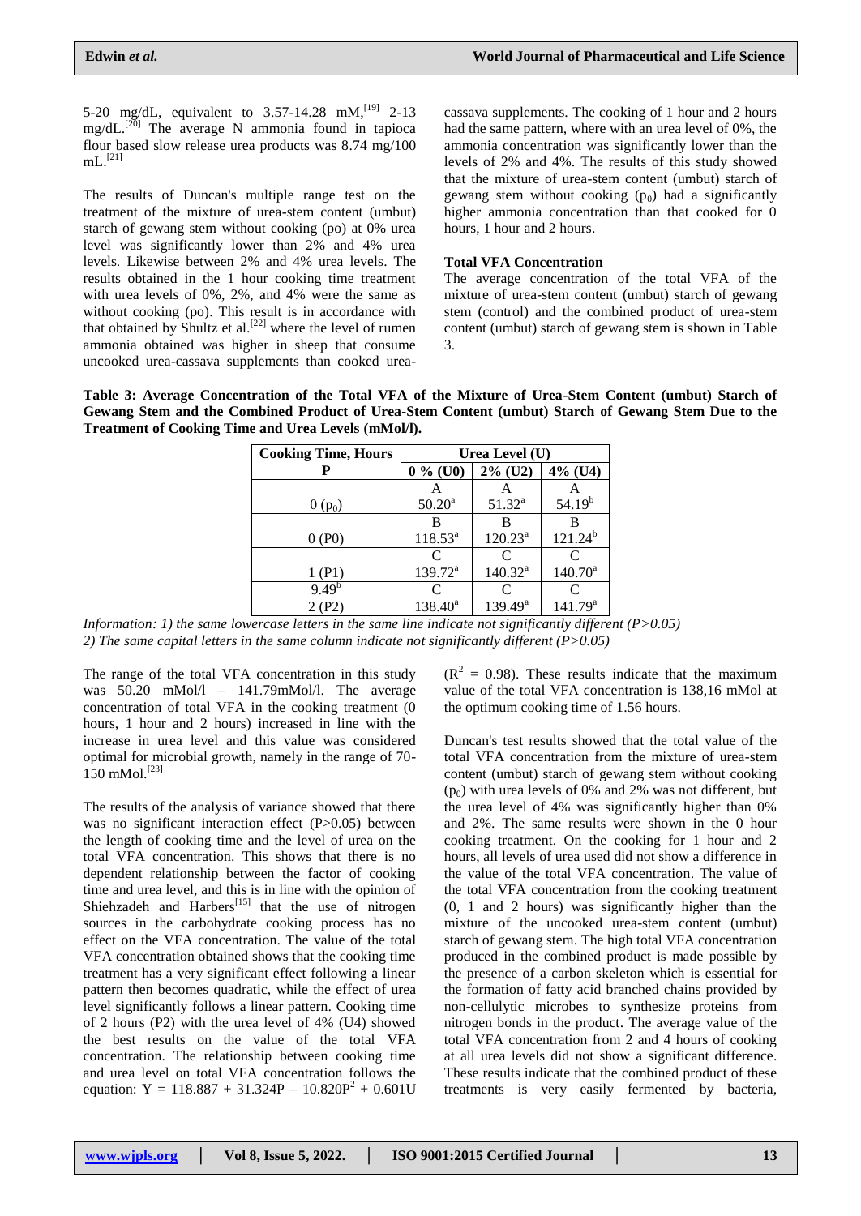5-20 mg/dL, equivalent to 3.57-14.28 mM,[19] 2-13 mg/dL.[20] The average N ammonia found in tapioca flour based slow release urea products was 8.74 mg/100 mL.[21]

The results of Duncan's multiple range test on the treatment of the mixture of urea-stem content (umbut) starch of gewang stem without cooking (po) at 0% urea level was significantly lower than 2% and 4% urea levels. Likewise between 2% and 4% urea levels. The results obtained in the 1 hour cooking time treatment with urea levels of 0%, 2%, and 4% were the same as without cooking (po). This result is in accordance with that obtained by Shultz et al.[22] where the level of rumen ammonia obtained was higher in sheep that consume uncooked urea-cassava supplements than cooked urea-cassava supplements. The cooking of 1 hour and 2 hours had the same pattern, where with an urea level of 0%, the ammonia concentration was significantly lower than the levels of 2% and 4%. The results of this study showed that the mixture of urea-stem content (umbut) starch of gewang stem without cooking ($p_0$) had a significantly higher ammonia concentration than that cooked for 0 hours, 1 hour and 2 hours.

**Total VFA Concentration**

The average concentration of the total VFA of the mixture of urea-stem content (umbut) starch of gewang stem (control) and the combined product of urea-stem content (umbut) starch of gewang stem is shown in Table 3.

**Table 3: Average Concentration of the Total VFA of the Mixture of Urea-Stem Content (umbut) Starch of Gewang Stem and the Combined Product of Urea-Stem Content (umbut) Starch of Gewang Stem Due to the Treatment of Cooking Time and Urea Levels (mMol/l).**

| Cooking Time, Hours | Urea Level (U) | | |
|---|---|---|---|
| P | 0 % (U0) | 2% (U2) | 4% (U4) |
| | A | A | A |
| 0 ($p_0$) | 50.20$^a$ | 51.32$^a$ | 54.19$^b$ |
| | B | B | B |
| 0 (P0) | 118.53$^a$ | 120.23$^a$ | 121.24$^b$ |
| | C | C | C |
| 1 (P1) | 139.72$^a$ | 140.32$^a$ | 140.70$^a$ |
| 9.49$^b$ | C | C | C |
| 2 (P2) | 138.40$^a$ | 139.49$^a$ | 141.79$^a$ |

*Information: 1) the same lowercase letters in the same line indicate not significantly different (P>0.05)*
*2) The same capital letters in the same column indicate not significantly different (P>0.05)*

The range of the total VFA concentration in this study was 50.20 mMol/l – 141.79mMol/l. The average concentration of total VFA in the cooking treatment (0 hours, 1 hour and 2 hours) increased in line with the increase in urea level and this value was considered optimal for microbial growth, namely in the range of 70-150 mMol.[23]

The results of the analysis of variance showed that there was no significant interaction effect (P>0.05) between the length of cooking time and the level of urea on the total VFA concentration. This shows that there is no dependent relationship between the factor of cooking time and urea level, and this is in line with the opinion of Shiehzadeh and Harbers[15] that the use of nitrogen sources in the carbohydrate cooking process has no effect on the VFA concentration. The value of the total VFA concentration obtained shows that the cooking time treatment has a very significant effect following a linear pattern then becomes quadratic, while the effect of urea level significantly follows a linear pattern. Cooking time of 2 hours (P2) with the urea level of 4% (U4) showed the best results on the value of the total VFA concentration. The relationship between cooking time and urea level on total VFA concentration follows the equation: $Y = 118.887 + 31.324P – 10.820P^2 + 0.601U$ ($R^2$ = 0.98). These results indicate that the maximum value of the total VFA concentration is 138,16 mMol at the optimum cooking time of 1.56 hours.

Duncan's test results showed that the total value of the total VFA concentration from the mixture of urea-stem content (umbut) starch of gewang stem without cooking ($p_0$) with urea levels of 0% and 2% was not different, but the urea level of 4% was significantly higher than 0% and 2%. The same results were shown in the 0 hour cooking treatment. On the cooking for 1 hour and 2 hours, all levels of urea used did not show a difference in the value of the total VFA concentration. The value of the total VFA concentration from the cooking treatment (0, 1 and 2 hours) was significantly higher than the mixture of the uncooked urea-stem content (umbut) starch of gewang stem. The high total VFA concentration produced in the combined product is made possible by the presence of a carbon skeleton which is essential for the formation of fatty acid branched chains provided by non-cellulytic microbes to synthesize proteins from nitrogen bonds in the product. The average value of the total VFA concentration from 2 and 4 hours of cooking at all urea levels did not show a significant difference. These results indicate that the combined product of these treatments is very easily fermented by bacteria,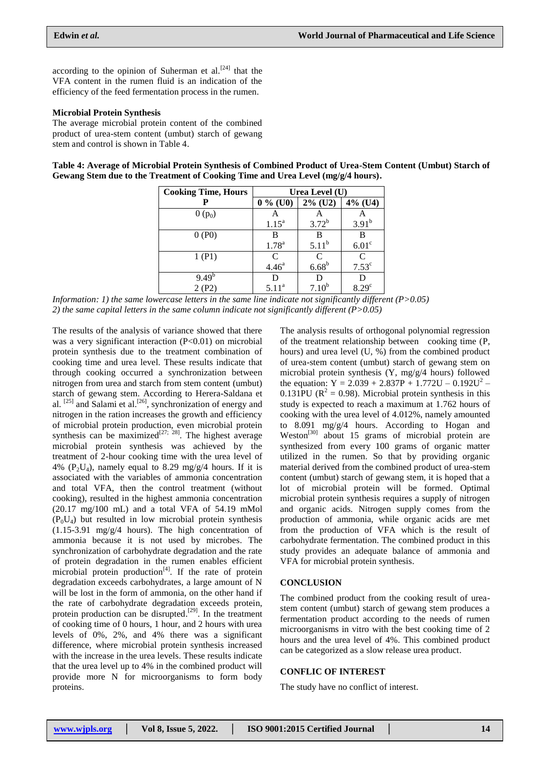according to the opinion of Suherman et al.[24] that the VFA content in the rumen fluid is an indication of the efficiency of the feed fermentation process in the rumen.

**Microbial Protein Synthesis**

The average microbial protein content of the combined product of urea-stem content (umbut) starch of gewang stem and control is shown in Table 4.

**Table 4: Average of Microbial Protein Synthesis of Combined Product of Urea-Stem Content (Umbut) Starch of Gewang Stem due to the Treatment of Cooking Time and Urea Level (mg/g/4 hours).**

| Cooking Time, Hours | Urea Level (U) | | |
|---|---|---|---|
| P | 0 % (U0) | 2% (U2) | 4% (U4) |
| 0 ($p_0$) | A $1.15^a$ | A $3.72^b$ | A $3.91^b$ |
| 0 (P0) | B $1.78^a$ | B $5.11^b$ | B $6.01^c$ |
| 1 (P1) | C $4.46^a$ | C $6.68^b$ | C $7.53^c$ |
| $9.49^b$ 2 (P2) | D $5.11^a$ | D $7.10^b$ | D $8.29^c$ |

*Information: 1) the same lowercase letters in the same line indicate not significantly different (P>0.05)*
*2) the same capital letters in the same column indicate not significantly different (P>0.05)*

The results of the analysis of variance showed that there was a very significant interaction (P<0.01) on microbial protein synthesis due to the treatment combination of cooking time and urea level. These results indicate that through cooking occurred a synchronization between nitrogen from urea and starch from stem content (umbut) starch of gewang stem. According to Herera-Saldana et al. [25] and Salami et al.[26], synchronization of energy and nitrogen in the ration increases the growth and efficiency of microbial protein production, even microbial protein synthesis can be maximized[27; 28]. The highest average microbial protein synthesis was achieved by the treatment of 2-hour cooking time with the urea level of 4% ($P_2U_4$), namely equal to 8.29 mg/g/4 hours. If it is associated with the variables of ammonia concentration and total VFA, then the control treatment (without cooking), resulted in the highest ammonia concentration (20.17 mg/100 mL) and a total VFA of 54.19 mMol ($P_0U_4$) but resulted in low microbial protein synthesis (1.15-3.91 mg/g/4 hours). The high concentration of ammonia because it is not used by microbes. The synchronization of carbohydrate degradation and the rate of protein degradation in the rumen enables efficient microbial protein production[4]. If the rate of protein degradation exceeds carbohydrates, a large amount of N will be lost in the form of ammonia, on the other hand if the rate of carbohydrate degradation exceeds protein, protein production can be disrupted.[29]. In the treatment of cooking time of 0 hours, 1 hour, and 2 hours with urea levels of 0%, 2%, and 4% there was a significant difference, where microbial protein synthesis increased with the increase in the urea levels. These results indicate that the urea level up to 4% in the combined product will provide more N for microorganisms to form body proteins.

The analysis results of orthogonal polynomial regression of the treatment relationship between cooking time (P, hours) and urea level (U, %) from the combined product of urea-stem content (umbut) starch of gewang stem on microbial protein synthesis (Y, mg/g/4 hours) followed the equation: $Y = 2.039 + 2.837P + 1.772U - 0.192U^2 - 0.131PU$ ($R^2 = 0.98$). Microbial protein synthesis in this study is expected to reach a maximum at 1.762 hours of cooking with the urea level of 4.012%, namely amounted to 8.091 mg/g/4 hours. According to Hogan and Weston[30] about 15 grams of microbial protein are synthesized from every 100 grams of organic matter utilized in the rumen. So that by providing organic material derived from the combined product of urea-stem content (umbut) starch of gewang stem, it is hoped that a lot of microbial protein will be formed. Optimal microbial protein synthesis requires a supply of nitrogen and organic acids. Nitrogen supply comes from the production of ammonia, while organic acids are met from the production of VFA which is the result of carbohydrate fermentation. The combined product in this study provides an adequate balance of ammonia and VFA for microbial protein synthesis.

## CONCLUSION

The combined product from the cooking result of urea-stem content (umbut) starch of gewang stem produces a fermentation product according to the needs of rumen microorganisms in vitro with the best cooking time of 2 hours and the urea level of 4%. This combined product can be categorized as a slow release urea product.

## CONFLIC OF INTEREST

The study have no conflict of interest.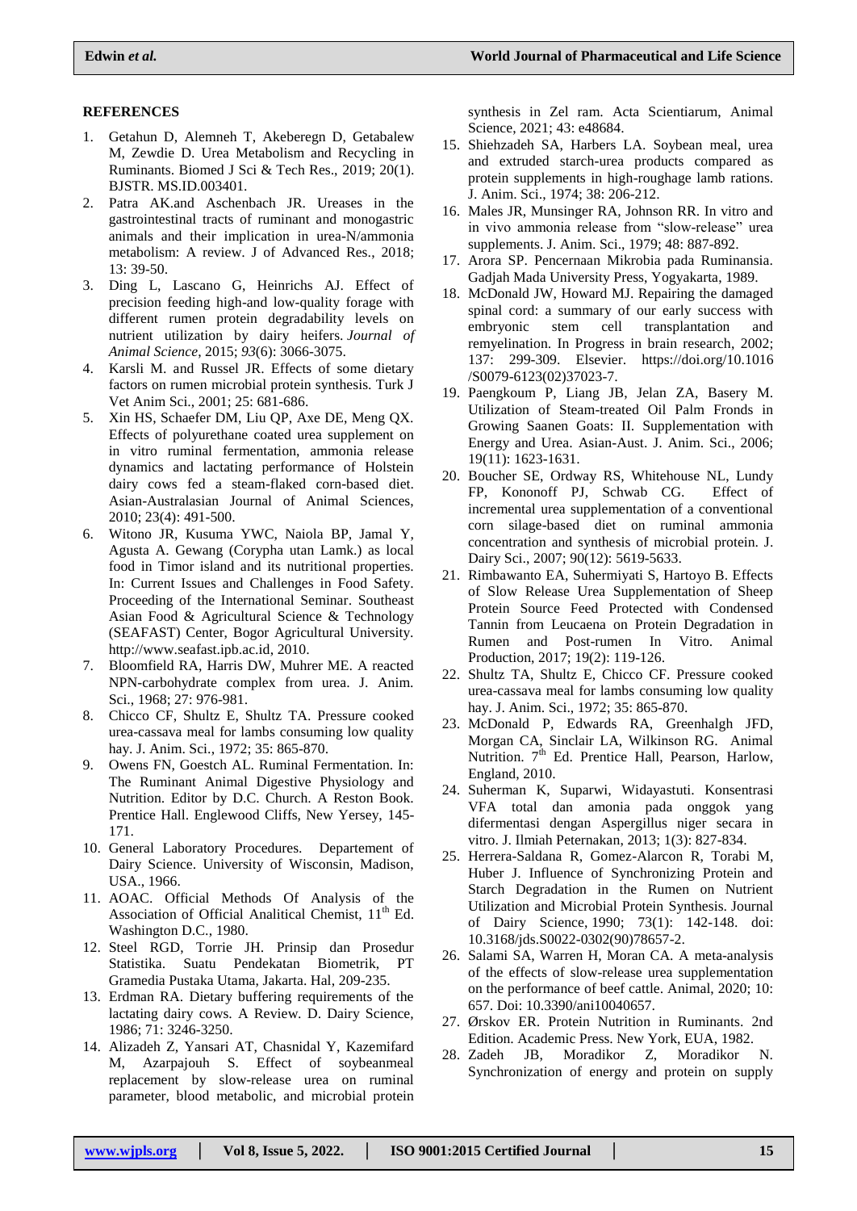## REFERENCES

1. Getahun D, Alemneh T, Akeberegn D, Getabalew M, Zewdie D. Urea Metabolism and Recycling in Ruminants. Biomed J Sci & Tech Res., 2019; 20(1). BJSTR. MS.ID.003401.
2. Patra AK.and Aschenbach JR. Ureases in the gastrointestinal tracts of ruminant and monogastric animals and their implication in urea-N/ammonia metabolism: A review. J of Advanced Res., 2018; 13: 39-50.
3. Ding L, Lascano G, Heinrichs AJ. Effect of precision feeding high-and low-quality forage with different rumen protein degradability levels on nutrient utilization by dairy heifers. *Journal of Animal Science*, 2015; *93*(6): 3066-3075.
4. Karsli M. and Russel JR. Effects of some dietary factors on rumen microbial protein synthesis. Turk J Vet Anim Sci., 2001; 25: 681-686.
5. Xin HS, Schaefer DM, Liu QP, Axe DE, Meng QX. Effects of polyurethane coated urea supplement on in vitro ruminal fermentation, ammonia release dynamics and lactating performance of Holstein dairy cows fed a steam-flaked corn-based diet. Asian-Australasian Journal of Animal Sciences, 2010; 23(4): 491-500.
6. Witono JR, Kusuma YWC, Naiola BP, Jamal Y, Agusta A. Gewang (Corypha utan Lamk.) as local food in Timor island and its nutritional properties. In: Current Issues and Challenges in Food Safety. Proceeding of the International Seminar. Southeast Asian Food & Agricultural Science & Technology (SEAFAST) Center, Bogor Agricultural University. http://www.seafast.ipb.ac.id, 2010.
7. Bloomfield RA, Harris DW, Muhrer ME. A reacted NPN-carbohydrate complex from urea. J. Anim. Sci., 1968; 27: 976-981.
8. Chicco CF, Shultz E, Shultz TA. Pressure cooked urea-cassava meal for lambs consuming low quality hay. J. Anim. Sci., 1972; 35: 865-870.
9. Owens FN, Goestch AL. Ruminal Fermentation. In: The Ruminant Animal Digestive Physiology and Nutrition. Editor by D.C. Church. A Reston Book. Prentice Hall. Englewood Cliffs, New Yersey, 145-171.
10. General Laboratory Procedures. Departement of Dairy Science. University of Wisconsin, Madison, USA., 1966.
11. AOAC. Official Methods Of Analysis of the Association of Official Analitical Chemist, 11th Ed. Washington D.C., 1980.
12. Steel RGD, Torrie JH. Prinsip dan Prosedur Statistika. Suatu Pendekatan Biometrik, PT Gramedia Pustaka Utama, Jakarta. Hal, 209-235.
13. Erdman RA. Dietary buffering requirements of the lactating dairy cows. A Review. D. Dairy Science, 1986; 71: 3246-3250.
14. Alizadeh Z, Yansari AT, Chasnidal Y, Kazemifard M, Azarpajouh S. Effect of soybeanmeal replacement by slow-release urea on ruminal parameter, blood metabolic, and microbial protein synthesis in Zel ram. Acta Scientiarum, Animal Science, 2021; 43: e48684.
15. Shiehzadeh SA, Harbers LA. Soybean meal, urea and extruded starch-urea products compared as protein supplements in high-roughage lamb rations. J. Anim. Sci., 1974; 38: 206-212.
16. Males JR, Munsinger RA, Johnson RR. In vitro and in vivo ammonia release from "slow-release" urea supplements. J. Anim. Sci., 1979; 48: 887-892.
17. Arora SP. Pencernaan Mikrobia pada Ruminansia. Gadjah Mada University Press, Yogyakarta, 1989.
18. McDonald JW, Howard MJ. Repairing the damaged spinal cord: a summary of our early success with embryonic stem cell transplantation and remyelination. In Progress in brain research, 2002; 137: 299-309. Elsevier. https://doi.org/10.1016/S0079-6123(02)37023-7.
19. Paengkoum P, Liang JB, Jelan ZA, Basery M. Utilization of Steam-treated Oil Palm Fronds in Growing Saanen Goats: II. Supplementation with Energy and Urea. Asian-Aust. J. Anim. Sci., 2006; 19(11): 1623-1631.
20. Boucher SE, Ordway RS, Whitehouse NL, Lundy FP, Kononoff PJ, Schwab CG. Effect of incremental urea supplementation of a conventional corn silage-based diet on ruminal ammonia concentration and synthesis of microbial protein. J. Dairy Sci., 2007; 90(12): 5619-5633.
21. Rimbawanto EA, Suhermiyati S, Hartoyo B. Effects of Slow Release Urea Supplementation of Sheep Protein Source Feed Protected with Condensed Tannin from Leucaena on Protein Degradation in Rumen and Post-rumen In Vitro. Animal Production, 2017; 19(2): 119-126.
22. Shultz TA, Shultz E, Chicco CF. Pressure cooked urea-cassava meal for lambs consuming low quality hay. J. Anim. Sci., 1972; 35: 865-870.
23. McDonald P, Edwards RA, Greenhalgh JFD, Morgan CA, Sinclair LA, Wilkinson RG. Animal Nutrition. 7th Ed. Prentice Hall, Pearson, Harlow, England, 2010.
24. Suherman K, Suparwi, Widayastuti. Konsentrasi VFA total dan amonia pada onggok yang difermentasi dengan Aspergillus niger secara in vitro. J. Ilmiah Peternakan, 2013; 1(3): 827-834.
25. Herrera-Saldana R, Gomez-Alarcon R, Torabi M, Huber J. Influence of Synchronizing Protein and Starch Degradation in the Rumen on Nutrient Utilization and Microbial Protein Synthesis. Journal of Dairy Science, 1990; 73(1): 142-148. doi: 10.3168/jds.S0022-0302(90)78657-2.
26. Salami SA, Warren H, Moran CA. A meta-analysis of the effects of slow-release urea supplementation on the performance of beef cattle. Animal, 2020; 10: 657. Doi: 10.3390/ani10040657.
27. Ørskov ER. Protein Nutrition in Ruminants. 2nd Edition. Academic Press. New York, EUA, 1982.
28. Zadeh JB, Moradikor Z, Moradikor N. Synchronization of energy and protein on supply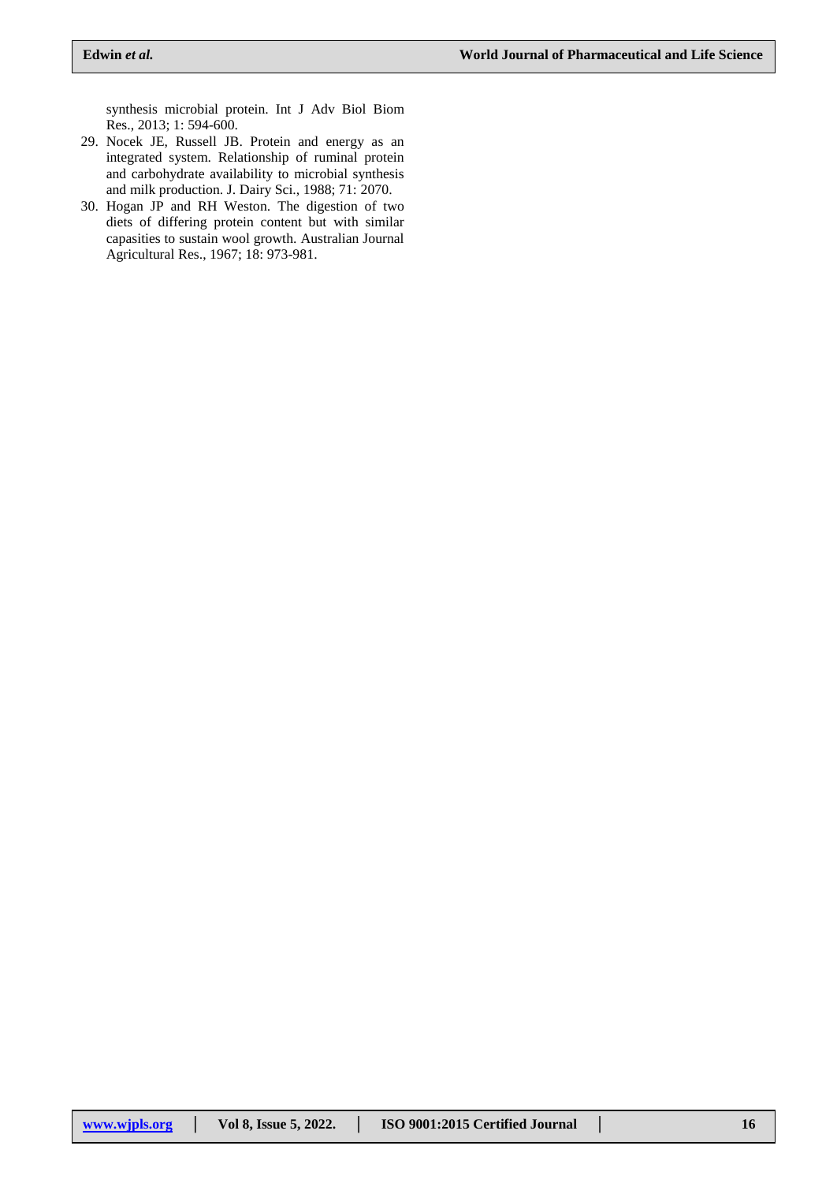synthesis microbial protein. Int J Adv Biol Biom Res., 2013; 1: 594-600.

29. Nocek JE, Russell JB. Protein and energy as an integrated system. Relationship of ruminal protein and carbohydrate availability to microbial synthesis and milk production. J. Dairy Sci., 1988; 71: 2070.
30. Hogan JP and RH Weston. The digestion of two diets of differing protein content but with similar capasities to sustain wool growth. Australian Journal Agricultural Res., 1967; 18: 973-981.